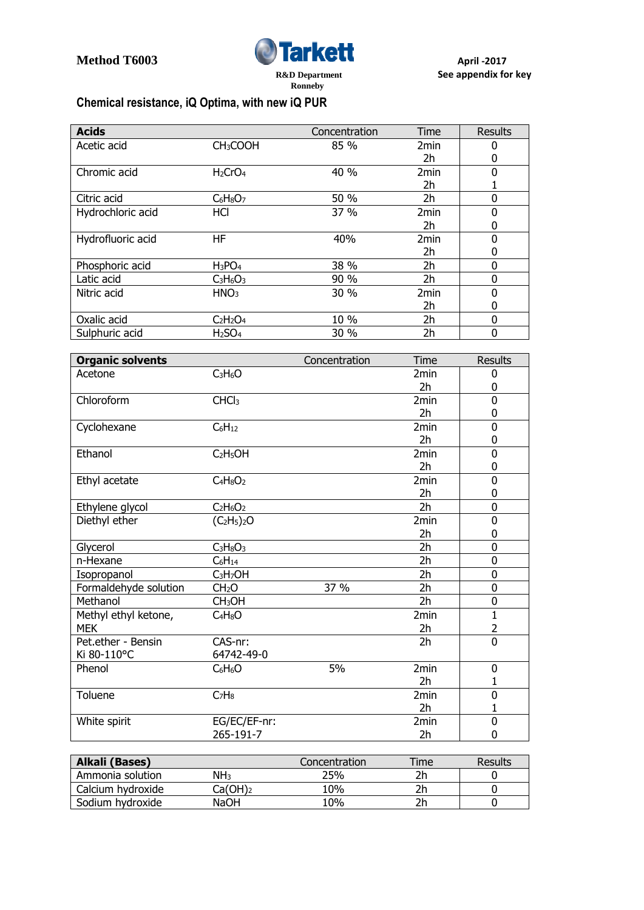Method T6003

**Tarkett**

R&D Department
Ronneby

April -2017
See appendix for key

## Chemical resistance, iQ Optima, with new iQ PUR

| **Acids** | | Concentration | Time | Results |
|---|---|---|---|---|
| Acetic acid | $CH_3COOH$ | 85 % | 2min<br>2h | 0<br>0 |
| Chromic acid | $H_2CrO_4$ | 40 % | 2min<br>2h | 0<br>1 |
| Citric acid | $C_6H_8O_7$ | 50 % | 2h | 0 |
| Hydrochloric acid | HCl | 37 % | 2min<br>2h | 0<br>0 |
| Hydrofluoric acid | HF | 40% | 2min<br>2h | 0<br>0 |
| Phosphoric acid | $H_3PO_4$ | 38 % | 2h | 0 |
| Latic acid | $C_3H_6O_3$ | 90 % | 2h | 0 |
| Nitric acid | $HNO_3$ | 30 % | 2min<br>2h | 0<br>0 |
| Oxalic acid | $C_2H_2O_4$ | 10 % | 2h | 0 |
| Sulphuric acid | $H_2SO_4$ | 30 % | 2h | 0 |

| **Organic solvents** | | Concentration | Time | Results |
|---|---|---|---|---|
| Acetone | $C_3H_6O$ | | 2min<br>2h | 0<br>0 |
| Chloroform | $CHCl_3$ | | 2min<br>2h | 0<br>0 |
| Cyclohexane | $C_6H_{12}$ | | 2min<br>2h | 0<br>0 |
| Ethanol | $C_2H_5OH$ | | 2min<br>2h | 0<br>0 |
| Ethyl acetate | $C_4H_8O_2$ | | 2min<br>2h | 0<br>0 |
| Ethylene glycol | $C_2H_6O_2$ | | 2h | 0 |
| Diethyl ether | $(C_2H_5)_2O$ | | 2min<br>2h | 0<br>0 |
| Glycerol | $C_3H_8O_3$ | | 2h | 0 |
| n-Hexane | $C_6H_{14}$ | | 2h | 0 |
| Isopropanol | $C_3H_7OH$ | | 2h | 0 |
| Formaldehyde solution | $CH_2O$ | 37 % | 2h | 0 |
| Methanol | $CH_3OH$ | | 2h | 0 |
| Methyl ethyl ketone, MEK | $C_4H_8O$ | | 2min<br>2h | 1<br>2 |
| Pet.ether - Bensin Ki 80-110°C | CAS-nr: 64742-49-0 | | 2h | 0 |
| Phenol | $C_6H_6O$ | 5% | 2min<br>2h | 0<br>1 |
| Toluene | $C_7H_8$ | | 2min<br>2h | 0<br>1 |
| White spirit | EG/EC/EF-nr: 265-191-7 | | 2min<br>2h | 0<br>0 |

| **Alkali (Bases)** | | Concentration | Time | Results |
|---|---|---|---|---|
| Ammonia solution | $NH_3$ | 25% | 2h | 0 |
| Calcium hydroxide | $Ca(OH)_2$ | 10% | 2h | 0 |
| Sodium hydroxide | NaOH | 10% | 2h | 0 |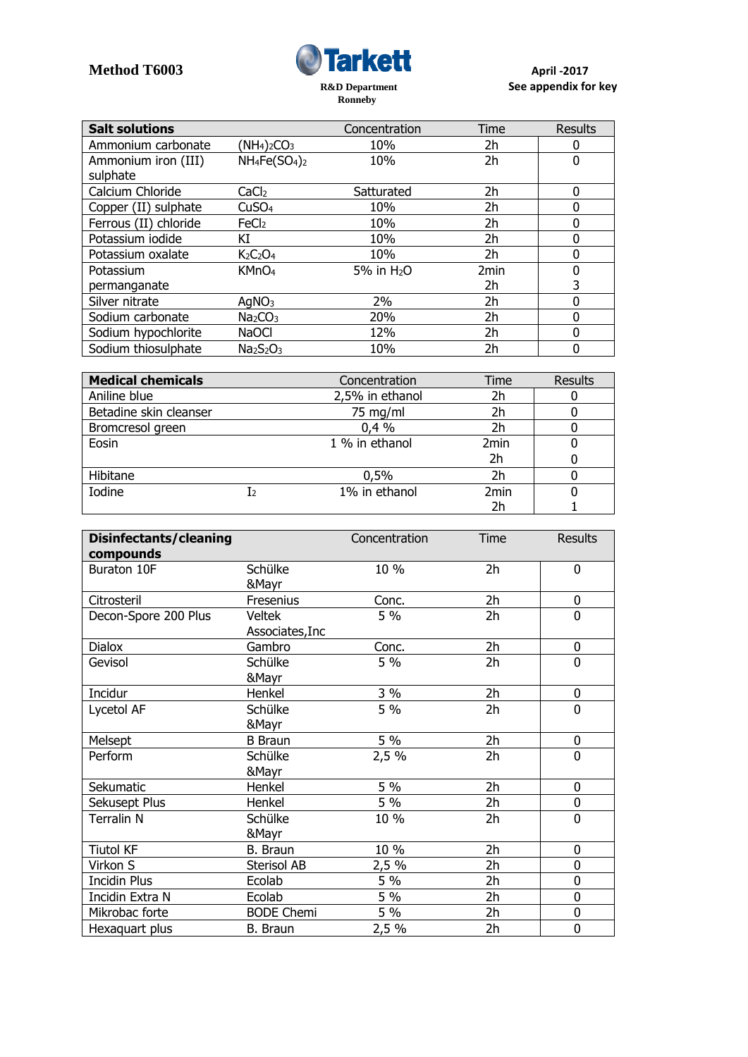Method T6003

Tarkett

R&D Department
Ronneby

April -2017
See appendix for key

| Salt solutions | | Concentration | Time | Results |
|---|---|---|---|---|
| Ammonium carbonate | $(NH_4)_2CO_3$ | 10% | 2h | 0 |
| Ammonium iron (III) sulphate | $NH_4Fe(SO_4)_2$ | 10% | 2h | 0 |
| Calcium Chloride | $CaCl_2$ | Satturated | 2h | 0 |
| Copper (II) sulphate | $CuSO_4$ | 10% | 2h | 0 |
| Ferrous (II) chloride | $FeCl_2$ | 10% | 2h | 0 |
| Potassium iodide | KI | 10% | 2h | 0 |
| Potassium oxalate | $K_2C_2O_4$ | 10% | 2h | 0 |
| Potassium permanganate | $KMnO_4$ | 5% in $H_2O$ | 2min<br>2h | 0<br>3 |
| Silver nitrate | $AgNO_3$ | 2% | 2h | 0 |
| Sodium carbonate | $Na_2CO_3$ | 20% | 2h | 0 |
| Sodium hypochlorite | NaOCl | 12% | 2h | 0 |
| Sodium thiosulphate | $Na_2S_2O_3$ | 10% | 2h | 0 |

| Medical chemicals | | Concentration | Time | Results |
|---|---|---|---|---|
| Aniline blue | | 2,5% in ethanol | 2h | 0 |
| Betadine skin cleanser | | 75 mg/ml | 2h | 0 |
| Bromcresol green | | 0,4 % | 2h | 0 |
| Eosin | | 1 % in ethanol | 2min<br>2h | 0<br>0 |
| Hibitane | | 0,5% | 2h | 0 |
| Iodine | $I_2$ | 1% in ethanol | 2min<br>2h | 0<br>1 |

| Disinfectants/cleaning compounds | | Concentration | Time | Results |
|---|---|---|---|---|
| Buraton 10F | Schülke &Mayr | 10 % | 2h | 0 |
| Citrosteril | Fresenius | Conc. | 2h | 0 |
| Decon-Spore 200 Plus | Veltek Associates,Inc | 5 % | 2h | 0 |
| Dialox | Gambro | Conc. | 2h | 0 |
| Gevisol | Schülke &Mayr | 5 % | 2h | 0 |
| Incidur | Henkel | 3 % | 2h | 0 |
| Lycetol AF | Schülke &Mayr | 5 % | 2h | 0 |
| Melsept | B Braun | 5 % | 2h | 0 |
| Perform | Schülke &Mayr | 2,5 % | 2h | 0 |
| Sekumatic | Henkel | 5 % | 2h | 0 |
| Sekusept Plus | Henkel | 5 % | 2h | 0 |
| Terrain N | Schülke &Mayr | 10 % | 2h | 0 |
| Tiutol KF | B. Braun | 10 % | 2h | 0 |
| Virkon S | Sterisol AB | 2,5 % | 2h | 0 |
| Incidin Plus | Ecolab | 5 % | 2h | 0 |
| Incidin Extra N | Ecolab | 5 % | 2h | 0 |
| Mikrobac forte | BODE Chemi | 5 % | 2h | 0 |
| Hexaquart plus | B. Braun | 2,5 % | 2h | 0 |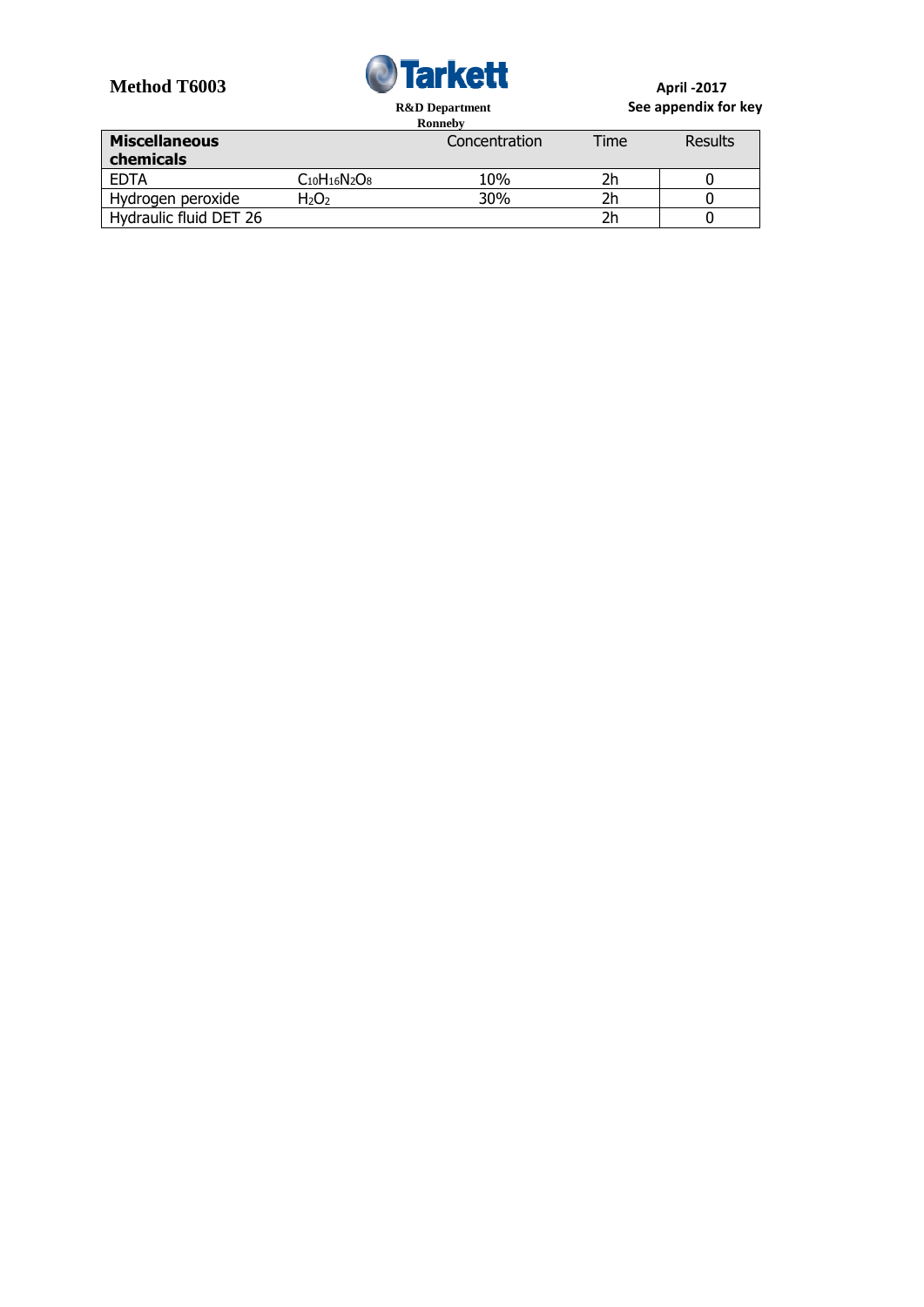| Miscellaneous chemicals | | Concentration | Time | Results |
|---|---|---|---|---|
| EDTA | $C_{10}H_{16}N_2O_8$ | 10% | 2h | 0 |
| Hydrogen peroxide | $H_2O_2$ | 30% | 2h | 0 |
| Hydraulic fluid DET 26 | | | 2h | 0 |